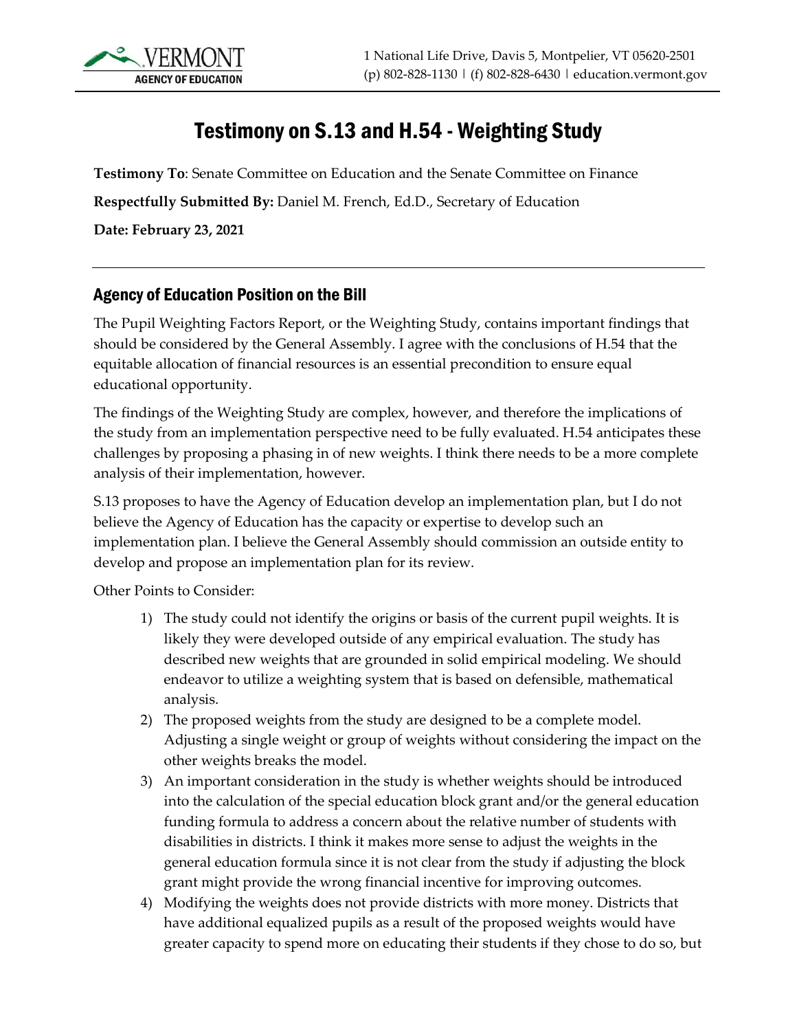# Testimony on S.13 and H.54 - Weighting Study

**Testimony To**: Senate Committee on Education and the Senate Committee on Finance

**Respectfully Submitted By:** Daniel M. French, Ed.D., Secretary of Education

**Date: February 23, 2021**

---

## Agency of Education Position on the Bill

The Pupil Weighting Factors Report, or the Weighting Study, contains important findings that should be considered by the General Assembly. I agree with the conclusions of H.54 that the equitable allocation of financial resources is an essential precondition to ensure equal educational opportunity.

The findings of the Weighting Study are complex, however, and therefore the implications of the study from an implementation perspective need to be fully evaluated. H.54 anticipates these challenges by proposing a phasing in of new weights. I think there needs to be a more complete analysis of their implementation, however.

S.13 proposes to have the Agency of Education develop an implementation plan, but I do not believe the Agency of Education has the capacity or expertise to develop such an implementation plan. I believe the General Assembly should commission an outside entity to develop and propose an implementation plan for its review.

Other Points to Consider:

1) The study could not identify the origins or basis of the current pupil weights. It is likely they were developed outside of any empirical evaluation. The study has described new weights that are grounded in solid empirical modeling. We should endeavor to utilize a weighting system that is based on defensible, mathematical analysis.
2) The proposed weights from the study are designed to be a complete model. Adjusting a single weight or group of weights without considering the impact on the other weights breaks the model.
3) An important consideration in the study is whether weights should be introduced into the calculation of the special education block grant and/or the general education funding formula to address a concern about the relative number of students with disabilities in districts. I think it makes more sense to adjust the weights in the general education formula since it is not clear from the study if adjusting the block grant might provide the wrong financial incentive for improving outcomes.
4) Modifying the weights does not provide districts with more money. Districts that have additional equalized pupils as a result of the proposed weights would have greater capacity to spend more on educating their students if they chose to do so, but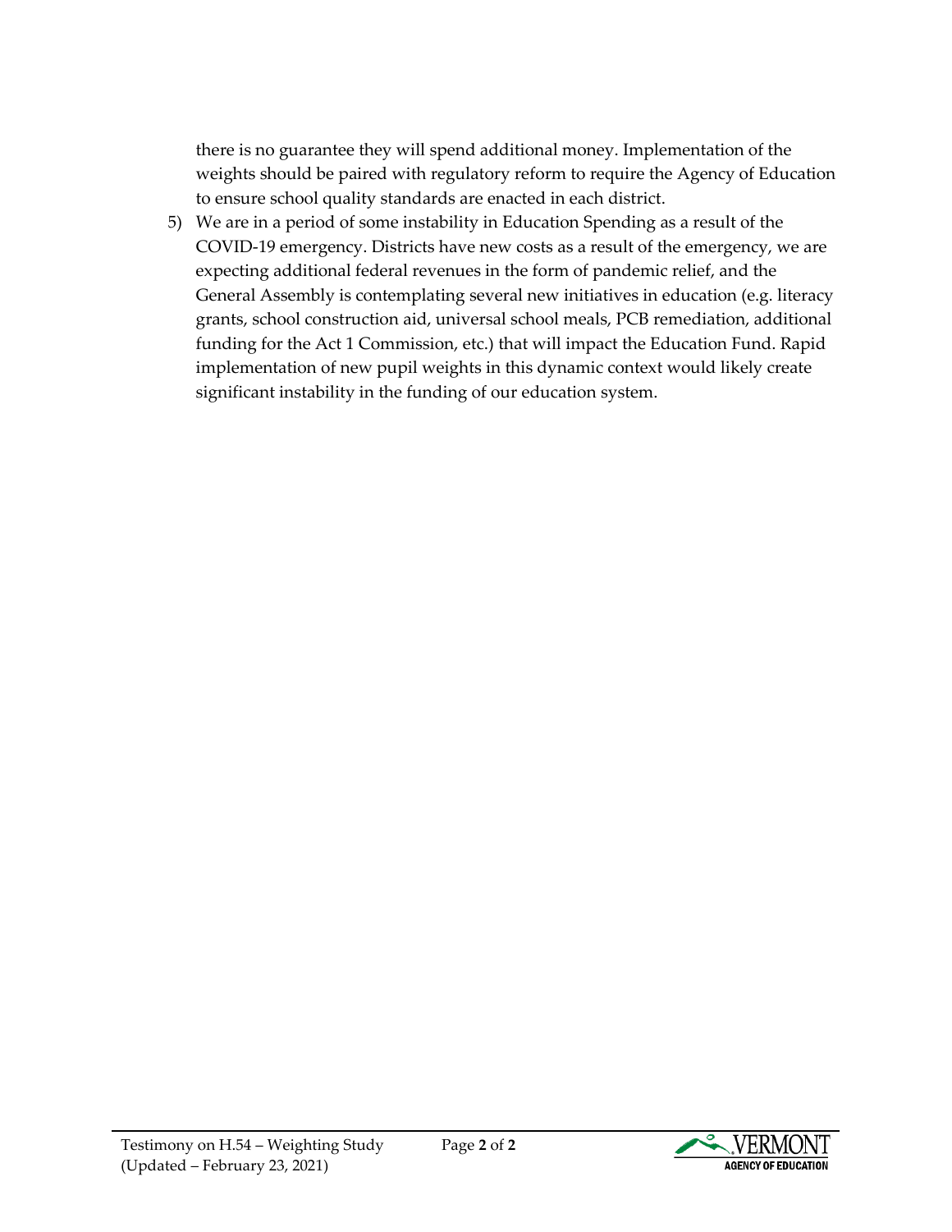there is no guarantee they will spend additional money. Implementation of the weights should be paired with regulatory reform to require the Agency of Education to ensure school quality standards are enacted in each district.

5) We are in a period of some instability in Education Spending as a result of the COVID-19 emergency. Districts have new costs as a result of the emergency, we are expecting additional federal revenues in the form of pandemic relief, and the General Assembly is contemplating several new initiatives in education (e.g. literacy grants, school construction aid, universal school meals, PCB remediation, additional funding for the Act 1 Commission, etc.) that will impact the Education Fund. Rapid implementation of new pupil weights in this dynamic context would likely create significant instability in the funding of our education system.